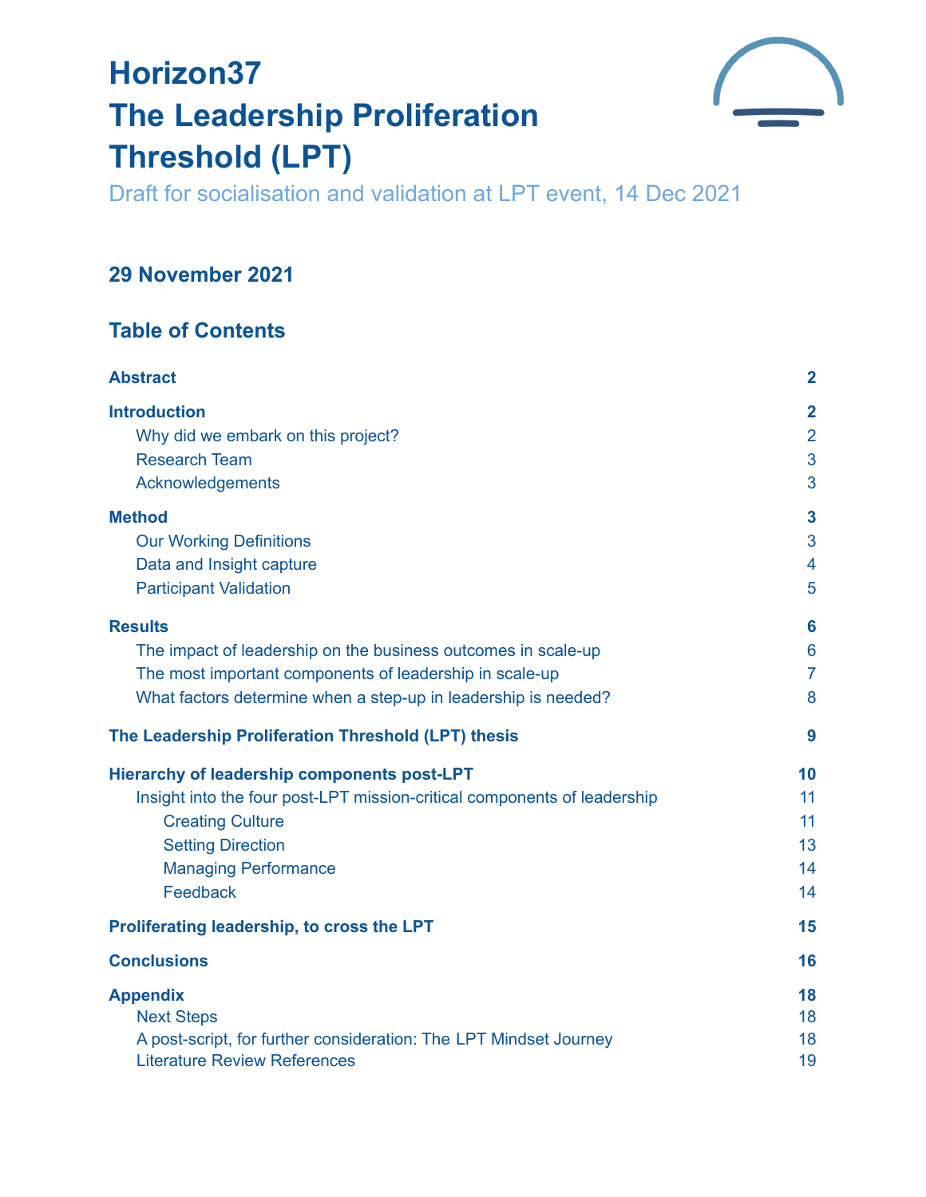# Horizon37
# The Leadership Proliferation Threshold (LPT)

Draft for socialisation and validation at LPT event, 14 Dec 2021

## 29 November 2021

## Table of Contents

| | |
|---|---|
| **Abstract** | **2** |
| **Introduction** | **2** |
| Why did we embark on this project? | 2 |
| Research Team | 3 |
| Acknowledgements | 3 |
| **Method** | **3** |
| Our Working Definitions | 3 |
| Data and Insight capture | 4 |
| Participant Validation | 5 |
| **Results** | **6** |
| The impact of leadership on the business outcomes in scale-up | 6 |
| The most important components of leadership in scale-up | 7 |
| What factors determine when a step-up in leadership is needed? | 8 |
| **The Leadership Proliferation Threshold (LPT) thesis** | **9** |
| **Hierarchy of leadership components post-LPT** | **10** |
| Insight into the four post-LPT mission-critical components of leadership | 11 |
| Creating Culture | 11 |
| Setting Direction | 13 |
| Managing Performance | 14 |
| Feedback | 14 |
| **Proliferating leadership, to cross the LPT** | **15** |
| **Conclusions** | **16** |
| **Appendix** | **18** |
| Next Steps | 18 |
| A post-script, for further consideration: The LPT Mindset Journey | 18 |
| Literature Review References | 19 |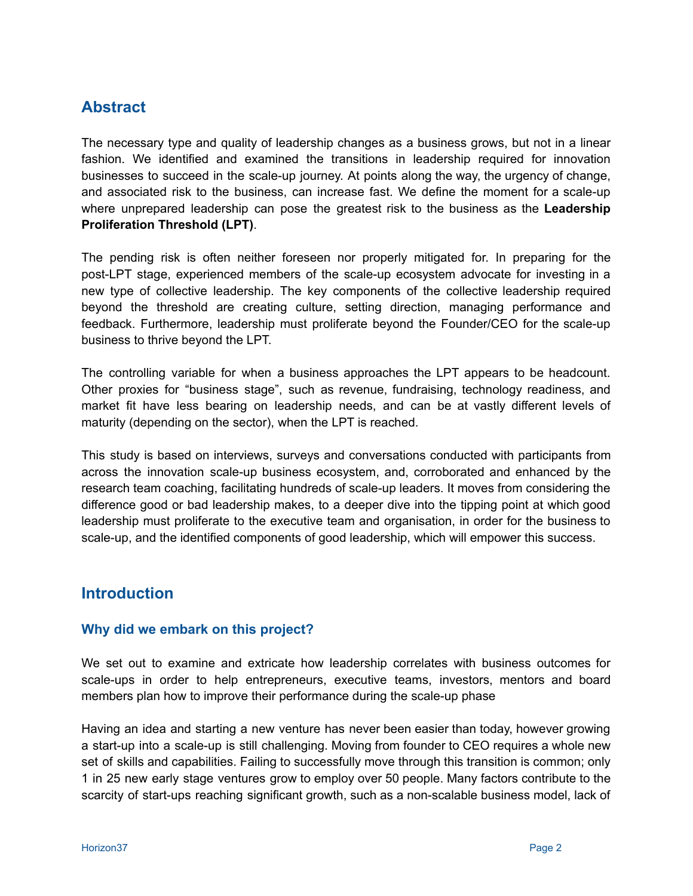## Abstract

The necessary type and quality of leadership changes as a business grows, but not in a linear fashion. We identified and examined the transitions in leadership required for innovation businesses to succeed in the scale-up journey. At points along the way, the urgency of change, and associated risk to the business, can increase fast. We define the moment for a scale-up where unprepared leadership can pose the greatest risk to the business as the **Leadership Proliferation Threshold (LPT)**.

The pending risk is often neither foreseen nor properly mitigated for. In preparing for the post-LPT stage, experienced members of the scale-up ecosystem advocate for investing in a new type of collective leadership. The key components of the collective leadership required beyond the threshold are creating culture, setting direction, managing performance and feedback. Furthermore, leadership must proliferate beyond the Founder/CEO for the scale-up business to thrive beyond the LPT.

The controlling variable for when a business approaches the LPT appears to be headcount. Other proxies for "business stage", such as revenue, fundraising, technology readiness, and market fit have less bearing on leadership needs, and can be at vastly different levels of maturity (depending on the sector), when the LPT is reached.

This study is based on interviews, surveys and conversations conducted with participants from across the innovation scale-up business ecosystem, and, corroborated and enhanced by the research team coaching, facilitating hundreds of scale-up leaders. It moves from considering the difference good or bad leadership makes, to a deeper dive into the tipping point at which good leadership must proliferate to the executive team and organisation, in order for the business to scale-up, and the identified components of good leadership, which will empower this success.

## Introduction

### Why did we embark on this project?

We set out to examine and extricate how leadership correlates with business outcomes for scale-ups in order to help entrepreneurs, executive teams, investors, mentors and board members plan how to improve their performance during the scale-up phase

Having an idea and starting a new venture has never been easier than today, however growing a start-up into a scale-up is still challenging. Moving from founder to CEO requires a whole new set of skills and capabilities. Failing to successfully move through this transition is common; only 1 in 25 new early stage ventures grow to employ over 50 people. Many factors contribute to the scarcity of start-ups reaching significant growth, such as a non-scalable business model, lack of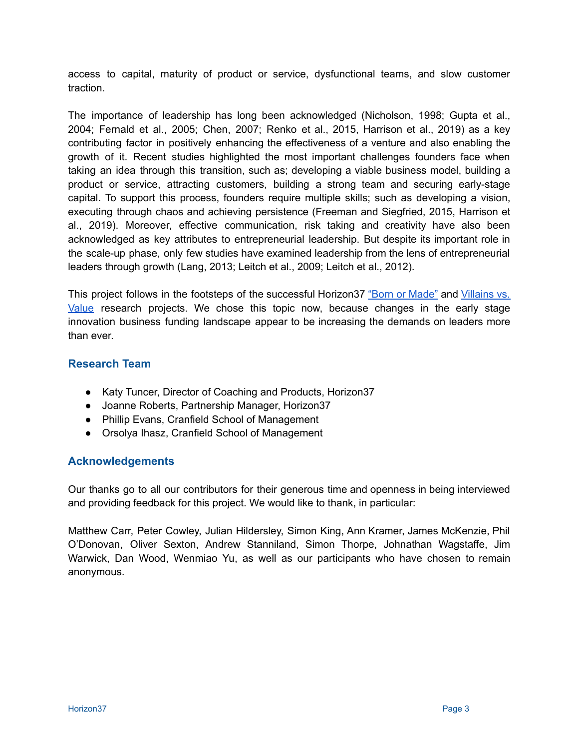access to capital, maturity of product or service, dysfunctional teams, and slow customer traction.

The importance of leadership has long been acknowledged (Nicholson, 1998; Gupta et al., 2004; Fernald et al., 2005; Chen, 2007; Renko et al., 2015, Harrison et al., 2019) as a key contributing factor in positively enhancing the effectiveness of a venture and also enabling the growth of it. Recent studies highlighted the most important challenges founders face when taking an idea through this transition, such as; developing a viable business model, building a product or service, attracting customers, building a strong team and securing early-stage capital. To support this process, founders require multiple skills; such as developing a vision, executing through chaos and achieving persistence (Freeman and Siegfried, 2015, Harrison et al., 2019). Moreover, effective communication, risk taking and creativity have also been acknowledged as key attributes to entrepreneurial leadership. But despite its important role in the scale-up phase, only few studies have examined leadership from the lens of entrepreneurial leaders through growth (Lang, 2013; Leitch et al., 2009; Leitch et al., 2012).

This project follows in the footsteps of the successful Horizon37 "Born or Made" and Villains vs. Value research projects. We chose this topic now, because changes in the early stage innovation business funding landscape appear to be increasing the demands on leaders more than ever.

## Research Team

- Katy Tuncer, Director of Coaching and Products, Horizon37
- Joanne Roberts, Partnership Manager, Horizon37
- Phillip Evans, Cranfield School of Management
- Orsolya Ihasz, Cranfield School of Management

## Acknowledgements

Our thanks go to all our contributors for their generous time and openness in being interviewed and providing feedback for this project. We would like to thank, in particular:

Matthew Carr, Peter Cowley, Julian Hildersley, Simon King, Ann Kramer, James McKenzie, Phil O'Donovan, Oliver Sexton, Andrew Stanniland, Simon Thorpe, Johnathan Wagstaffe, Jim Warwick, Dan Wood, Wenmiao Yu, as well as our participants who have chosen to remain anonymous.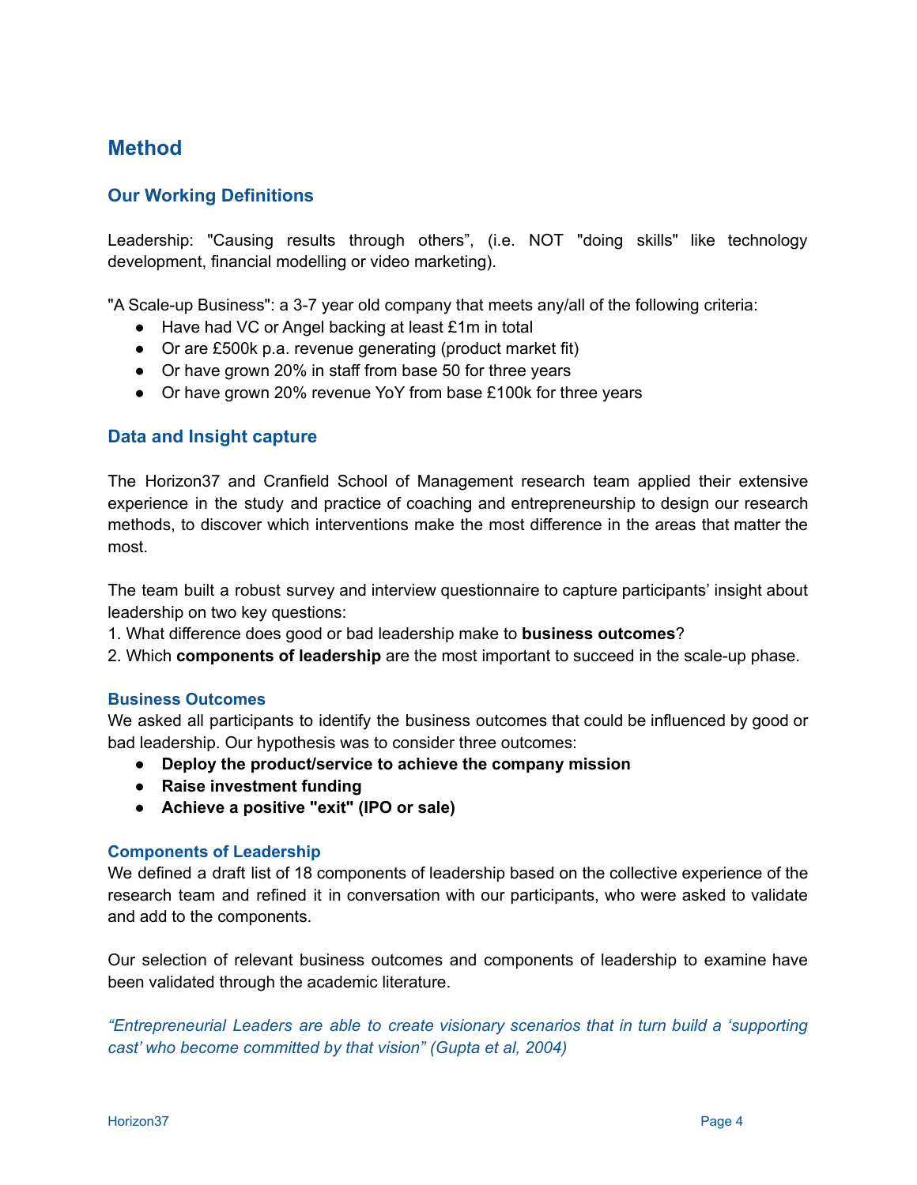## Method

### Our Working Definitions

Leadership: "Causing results through others", (i.e. NOT "doing skills" like technology development, financial modelling or video marketing).

"A Scale-up Business": a 3-7 year old company that meets any/all of the following criteria:

- Have had VC or Angel backing at least £1m in total
- Or are £500k p.a. revenue generating (product market fit)
- Or have grown 20% in staff from base 50 for three years
- Or have grown 20% revenue YoY from base £100k for three years

### Data and Insight capture

The Horizon37 and Cranfield School of Management research team applied their extensive experience in the study and practice of coaching and entrepreneurship to design our research methods, to discover which interventions make the most difference in the areas that matter the most.

The team built a robust survey and interview questionnaire to capture participants' insight about leadership on two key questions:

1. What difference does good or bad leadership make to **business outcomes**?
2. Which **components of leadership** are the most important to succeed in the scale-up phase.

#### Business Outcomes

We asked all participants to identify the business outcomes that could be influenced by good or bad leadership. Our hypothesis was to consider three outcomes:

- **Deploy the product/service to achieve the company mission**
- **Raise investment funding**
- **Achieve a positive "exit" (IPO or sale)**

#### Components of Leadership

We defined a draft list of 18 components of leadership based on the collective experience of the research team and refined it in conversation with our participants, who were asked to validate and add to the components.

Our selection of relevant business outcomes and components of leadership to examine have been validated through the academic literature.

*"Entrepreneurial Leaders are able to create visionary scenarios that in turn build a 'supporting cast' who become committed by that vision" (Gupta et al, 2004)*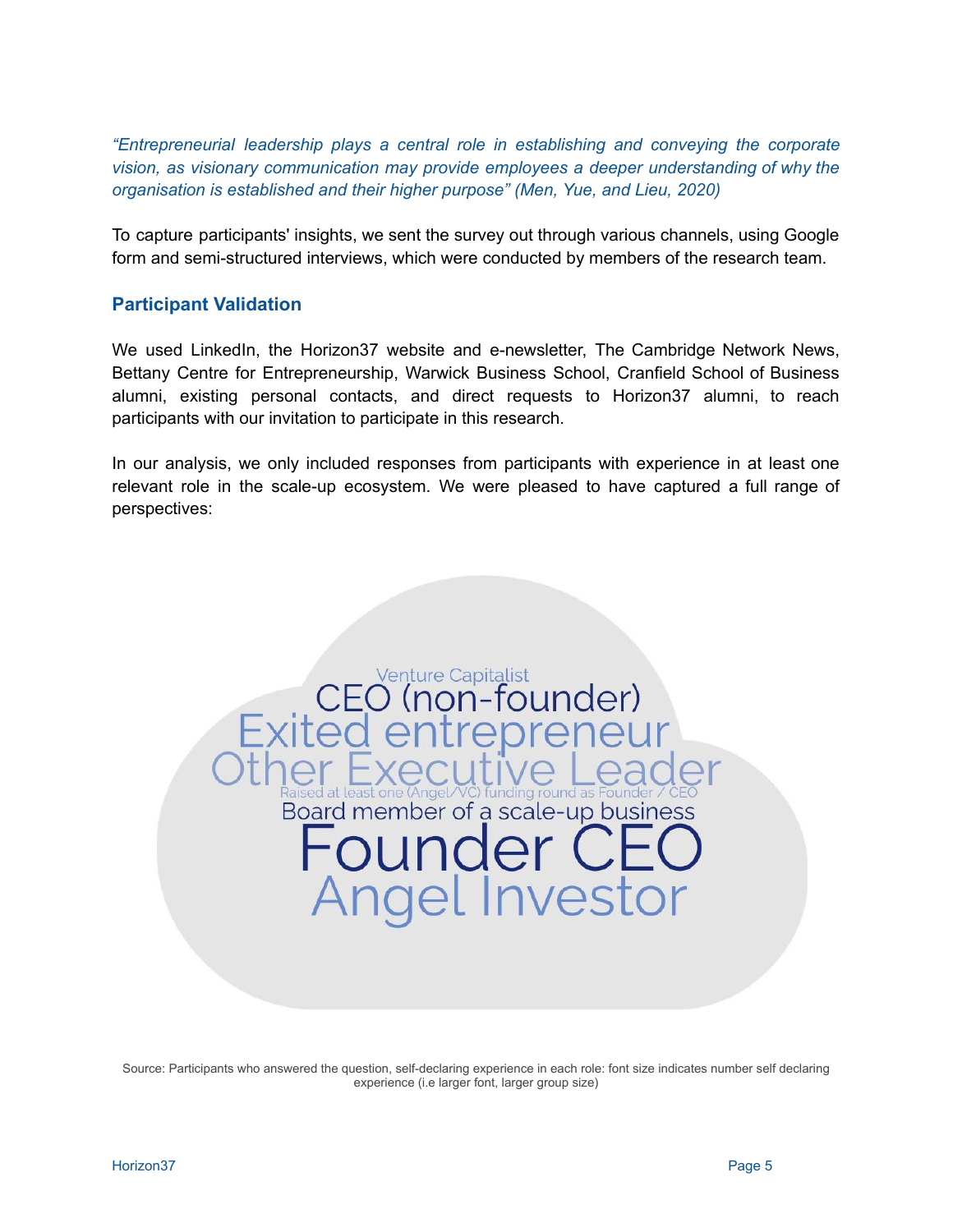*"Entrepreneurial leadership plays a central role in establishing and conveying the corporate vision, as visionary communication may provide employees a deeper understanding of why the organisation is established and their higher purpose" (Men, Yue, and Lieu, 2020)*

To capture participants' insights, we sent the survey out through various channels, using Google form and semi-structured interviews, which were conducted by members of the research team.

## Participant Validation

We used LinkedIn, the Horizon37 website and e-newsletter, The Cambridge Network News, Bettany Centre for Entrepreneurship, Warwick Business School, Cranfield School of Business alumni, existing personal contacts, and direct requests to Horizon37 alumni, to reach participants with our invitation to participate in this research.

In our analysis, we only included responses from participants with experience in at least one relevant role in the scale-up ecosystem. We were pleased to have captured a full range of perspectives:

Venture Capitalist
CEO (non-founder)
Exited entrepreneur
Other Executive Leader
Raised at least one (Angel/VC) funding round as Founder / CEO
Board member of a scale-up business
Founder CEO
Angel Investor

Source: Participants who answered the question, self-declaring experience in each role: font size indicates number self declaring experience (i.e larger font, larger group size)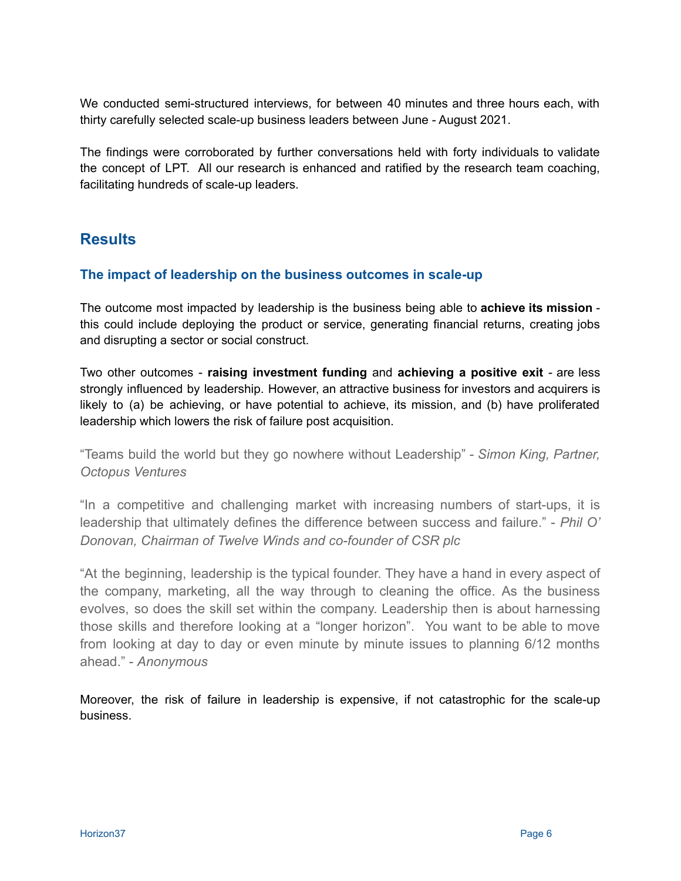We conducted semi-structured interviews, for between 40 minutes and three hours each, with thirty carefully selected scale-up business leaders between June - August 2021.

The findings were corroborated by further conversations held with forty individuals to validate the concept of LPT. All our research is enhanced and ratified by the research team coaching, facilitating hundreds of scale-up leaders.

## Results

### The impact of leadership on the business outcomes in scale-up

The outcome most impacted by leadership is the business being able to **achieve its mission** - this could include deploying the product or service, generating financial returns, creating jobs and disrupting a sector or social construct.

Two other outcomes - **raising investment funding** and **achieving a positive exit** - are less strongly influenced by leadership. However, an attractive business for investors and acquirers is likely to (a) be achieving, or have potential to achieve, its mission, and (b) have proliferated leadership which lowers the risk of failure post acquisition.

"Teams build the world but they go nowhere without Leadership" - *Simon King, Partner, Octopus Ventures*

"In a competitive and challenging market with increasing numbers of start-ups, it is leadership that ultimately defines the difference between success and failure." - *Phil O' Donovan, Chairman of Twelve Winds and co-founder of CSR plc*

"At the beginning, leadership is the typical founder. They have a hand in every aspect of the company, marketing, all the way through to cleaning the office. As the business evolves, so does the skill set within the company. Leadership then is about harnessing those skills and therefore looking at a "longer horizon". You want to be able to move from looking at day to day or even minute by minute issues to planning 6/12 months ahead." - *Anonymous*

Moreover, the risk of failure in leadership is expensive, if not catastrophic for the scale-up business.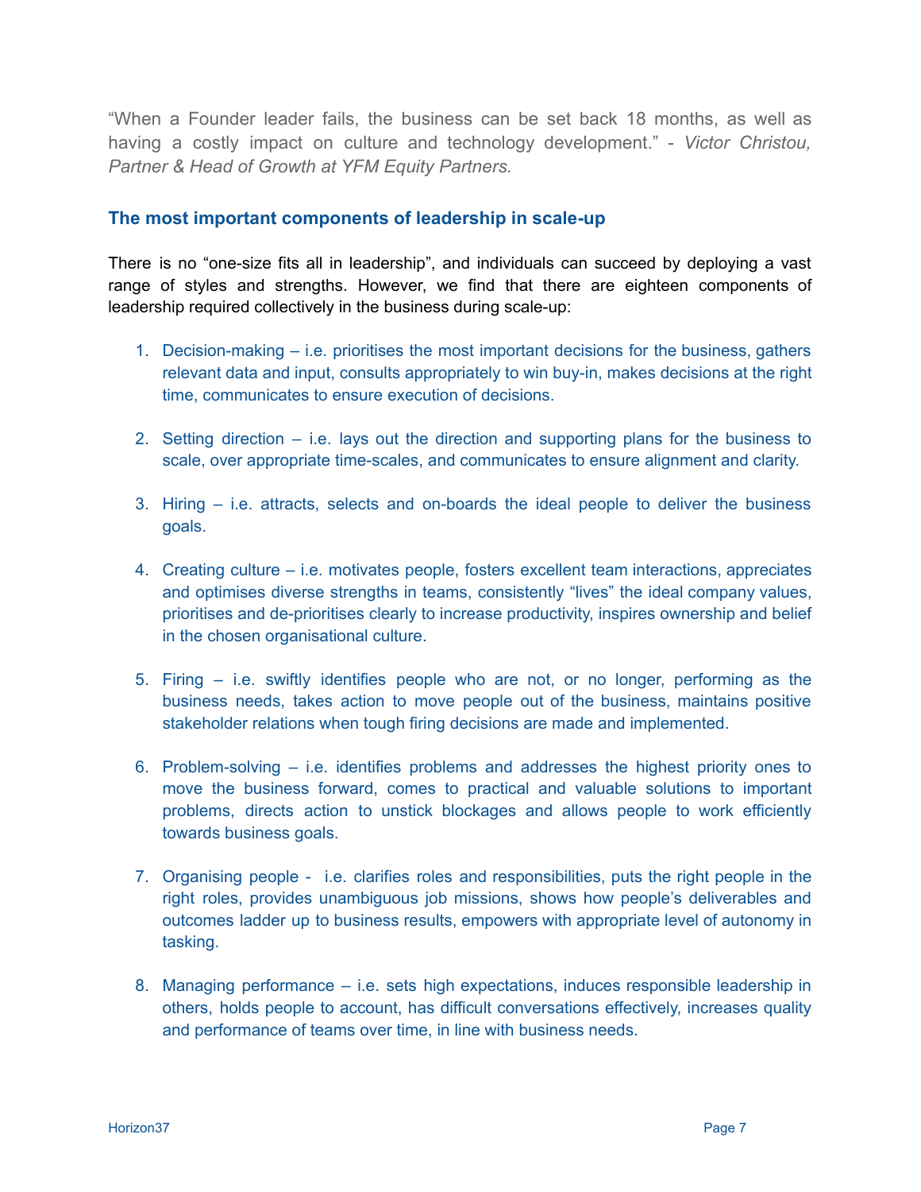"When a Founder leader fails, the business can be set back 18 months, as well as having a costly impact on culture and technology development." - *Victor Christou, Partner & Head of Growth at YFM Equity Partners.*

### The most important components of leadership in scale-up

There is no "one-size fits all in leadership", and individuals can succeed by deploying a vast range of styles and strengths. However, we find that there are eighteen components of leadership required collectively in the business during scale-up:

1. Decision-making – i.e. prioritises the most important decisions for the business, gathers relevant data and input, consults appropriately to win buy-in, makes decisions at the right time, communicates to ensure execution of decisions.

2. Setting direction – i.e. lays out the direction and supporting plans for the business to scale, over appropriate time-scales, and communicates to ensure alignment and clarity.

3. Hiring – i.e. attracts, selects and on-boards the ideal people to deliver the business goals.

4. Creating culture – i.e. motivates people, fosters excellent team interactions, appreciates and optimises diverse strengths in teams, consistently "lives" the ideal company values, prioritises and de-prioritises clearly to increase productivity, inspires ownership and belief in the chosen organisational culture.

5. Firing – i.e. swiftly identifies people who are not, or no longer, performing as the business needs, takes action to move people out of the business, maintains positive stakeholder relations when tough firing decisions are made and implemented.

6. Problem-solving – i.e. identifies problems and addresses the highest priority ones to move the business forward, comes to practical and valuable solutions to important problems, directs action to unstick blockages and allows people to work efficiently towards business goals.

7. Organising people - i.e. clarifies roles and responsibilities, puts the right people in the right roles, provides unambiguous job missions, shows how people's deliverables and outcomes ladder up to business results, empowers with appropriate level of autonomy in tasking.

8. Managing performance – i.e. sets high expectations, induces responsible leadership in others, holds people to account, has difficult conversations effectively, increases quality and performance of teams over time, in line with business needs.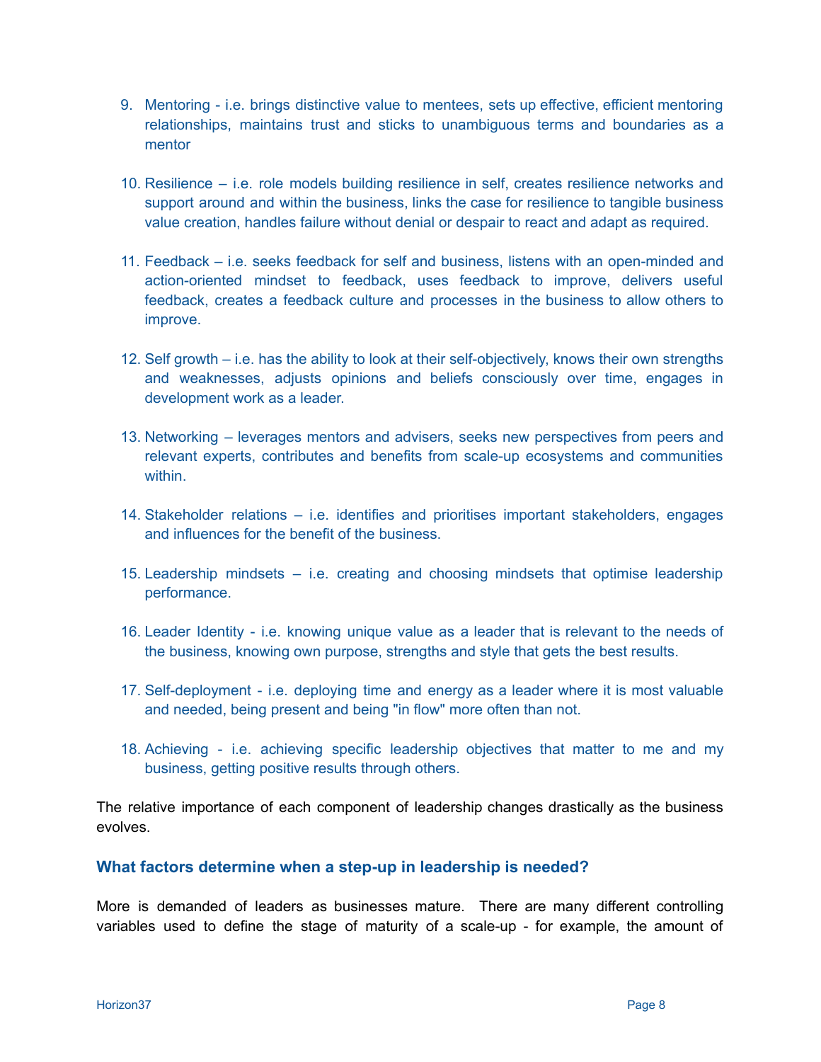9. Mentoring - i.e. brings distinctive value to mentees, sets up effective, efficient mentoring relationships, maintains trust and sticks to unambiguous terms and boundaries as a mentor

10. Resilience – i.e. role models building resilience in self, creates resilience networks and support around and within the business, links the case for resilience to tangible business value creation, handles failure without denial or despair to react and adapt as required.

11. Feedback – i.e. seeks feedback for self and business, listens with an open-minded and action-oriented mindset to feedback, uses feedback to improve, delivers useful feedback, creates a feedback culture and processes in the business to allow others to improve.

12. Self growth – i.e. has the ability to look at their self-objectively, knows their own strengths and weaknesses, adjusts opinions and beliefs consciously over time, engages in development work as a leader.

13. Networking – leverages mentors and advisers, seeks new perspectives from peers and relevant experts, contributes and benefits from scale-up ecosystems and communities within.

14. Stakeholder relations – i.e. identifies and prioritises important stakeholders, engages and influences for the benefit of the business.

15. Leadership mindsets – i.e. creating and choosing mindsets that optimise leadership performance.

16. Leader Identity - i.e. knowing unique value as a leader that is relevant to the needs of the business, knowing own purpose, strengths and style that gets the best results.

17. Self-deployment - i.e. deploying time and energy as a leader where it is most valuable and needed, being present and being "in flow" more often than not.

18. Achieving - i.e. achieving specific leadership objectives that matter to me and my business, getting positive results through others.

The relative importance of each component of leadership changes drastically as the business evolves.

### What factors determine when a step-up in leadership is needed?

More is demanded of leaders as businesses mature. There are many different controlling variables used to define the stage of maturity of a scale-up - for example, the amount of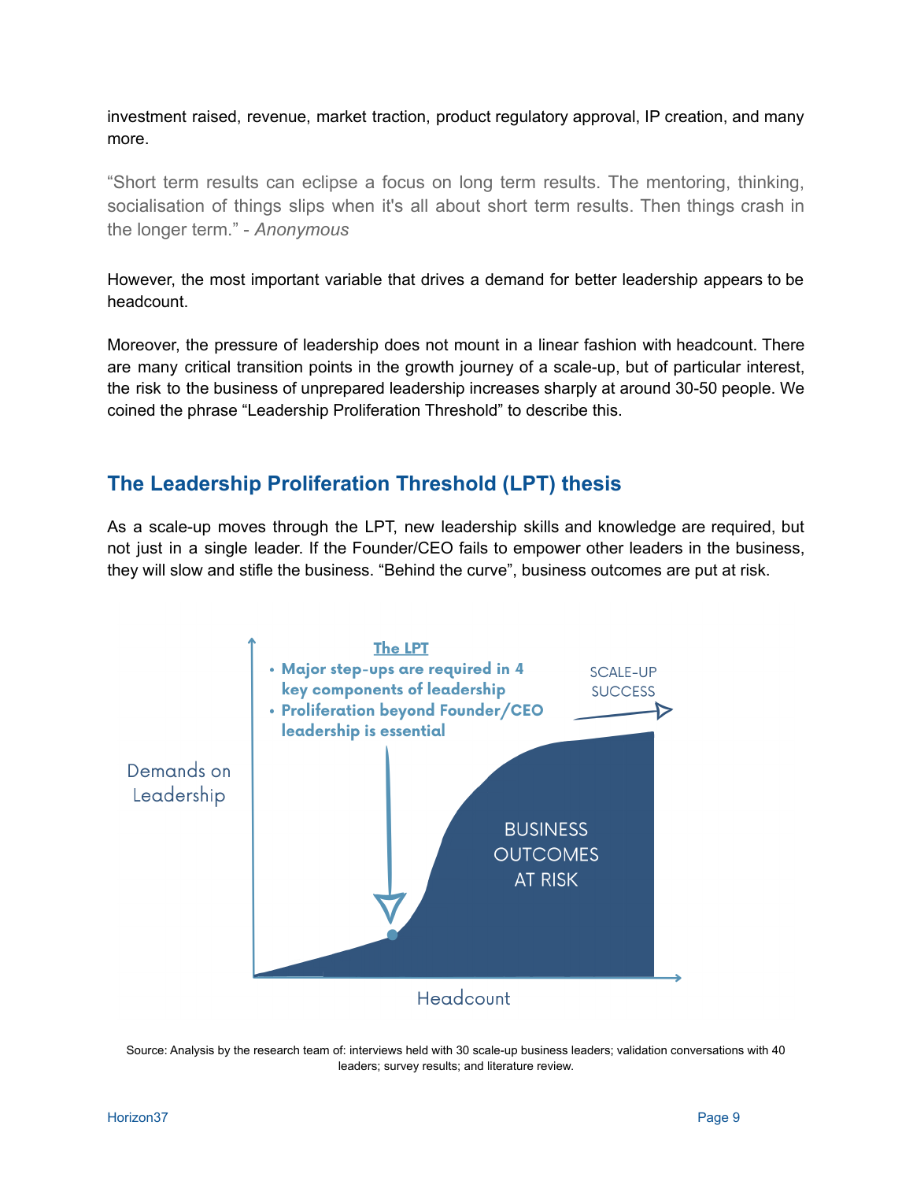investment raised, revenue, market traction, product regulatory approval, IP creation, and many more.

"Short term results can eclipse a focus on long term results. The mentoring, thinking, socialisation of things slips when it's all about short term results. Then things crash in the longer term." - *Anonymous*

However, the most important variable that drives a demand for better leadership appears to be headcount.

Moreover, the pressure of leadership does not mount in a linear fashion with headcount. There are many critical transition points in the growth journey of a scale-up, but of particular interest, the risk to the business of unprepared leadership increases sharply at around 30-50 people. We coined the phrase "Leadership Proliferation Threshold" to describe this.

## The Leadership Proliferation Threshold (LPT) thesis

As a scale-up moves through the LPT, new leadership skills and knowledge are required, but not just in a single leader. If the Founder/CEO fails to empower other leaders in the business, they will slow and stifle the business. "Behind the curve", business outcomes are put at risk.

**The LPT**

- **Major step-ups are required in 4 key components of leadership**
- **Proliferation beyond Founder/CEO leadership is essential**

SCALE-UP SUCCESS

Demands on Leadership

BUSINESS OUTCOMES AT RISK

Headcount

Source: Analysis by the research team of: interviews held with 30 scale-up business leaders; validation conversations with 40 leaders; survey results; and literature review.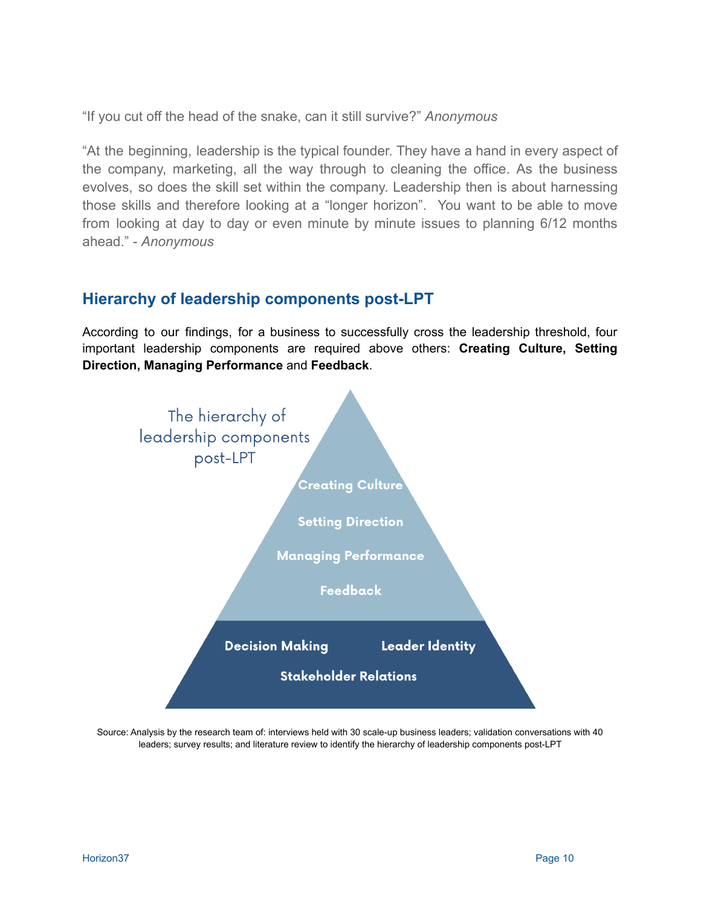"If you cut off the head of the snake, can it still survive?" *Anonymous*

"At the beginning, leadership is the typical founder. They have a hand in every aspect of the company, marketing, all the way through to cleaning the office. As the business evolves, so does the skill set within the company. Leadership then is about harnessing those skills and therefore looking at a "longer horizon". You want to be able to move from looking at day to day or even minute by minute issues to planning 6/12 months ahead." - *Anonymous*

## Hierarchy of leadership components post-LPT

According to our findings, for a business to successfully cross the leadership threshold, four important leadership components are required above others: **Creating Culture, Setting Direction, Managing Performance** and **Feedback**.

The hierarchy of leadership components post-LPT

Creating Culture

Setting Direction

Managing Performance

Feedback

Decision Making

Leader Identity

Stakeholder Relations

Source: Analysis by the research team of: interviews held with 30 scale-up business leaders; validation conversations with 40 leaders; survey results; and literature review to identify the hierarchy of leadership components post-LPT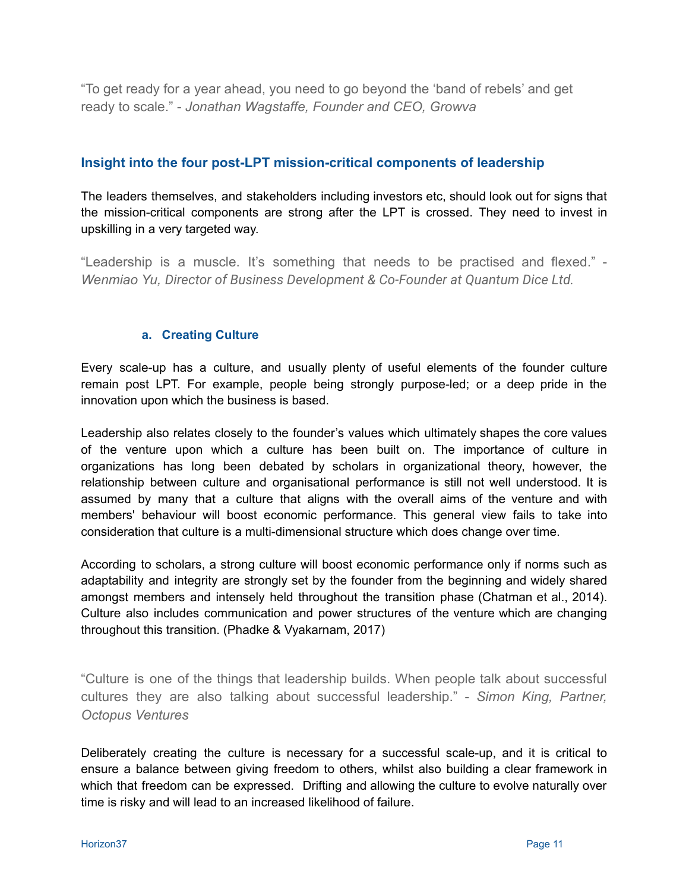"To get ready for a year ahead, you need to go beyond the 'band of rebels' and get ready to scale." - *Jonathan Wagstaffe, Founder and CEO, Growva*

## Insight into the four post-LPT mission-critical components of leadership

The leaders themselves, and stakeholders including investors etc, should look out for signs that the mission-critical components are strong after the LPT is crossed. They need to invest in upskilling in a very targeted way.

"Leadership is a muscle. It's something that needs to be practised and flexed." - *Wenmiao Yu, Director of Business Development & Co-Founder at Quantum Dice Ltd.*

### a. Creating Culture

Every scale-up has a culture, and usually plenty of useful elements of the founder culture remain post LPT. For example, people being strongly purpose-led; or a deep pride in the innovation upon which the business is based.

Leadership also relates closely to the founder's values which ultimately shapes the core values of the venture upon which a culture has been built on. The importance of culture in organizations has long been debated by scholars in organizational theory, however, the relationship between culture and organisational performance is still not well understood. It is assumed by many that a culture that aligns with the overall aims of the venture and with members' behaviour will boost economic performance. This general view fails to take into consideration that culture is a multi-dimensional structure which does change over time.

According to scholars, a strong culture will boost economic performance only if norms such as adaptability and integrity are strongly set by the founder from the beginning and widely shared amongst members and intensely held throughout the transition phase (Chatman et al., 2014). Culture also includes communication and power structures of the venture which are changing throughout this transition. (Phadke & Vyakarnam, 2017)

"Culture is one of the things that leadership builds. When people talk about successful cultures they are also talking about successful leadership." - *Simon King, Partner, Octopus Ventures*

Deliberately creating the culture is necessary for a successful scale-up, and it is critical to ensure a balance between giving freedom to others, whilst also building a clear framework in which that freedom can be expressed. Drifting and allowing the culture to evolve naturally over time is risky and will lead to an increased likelihood of failure.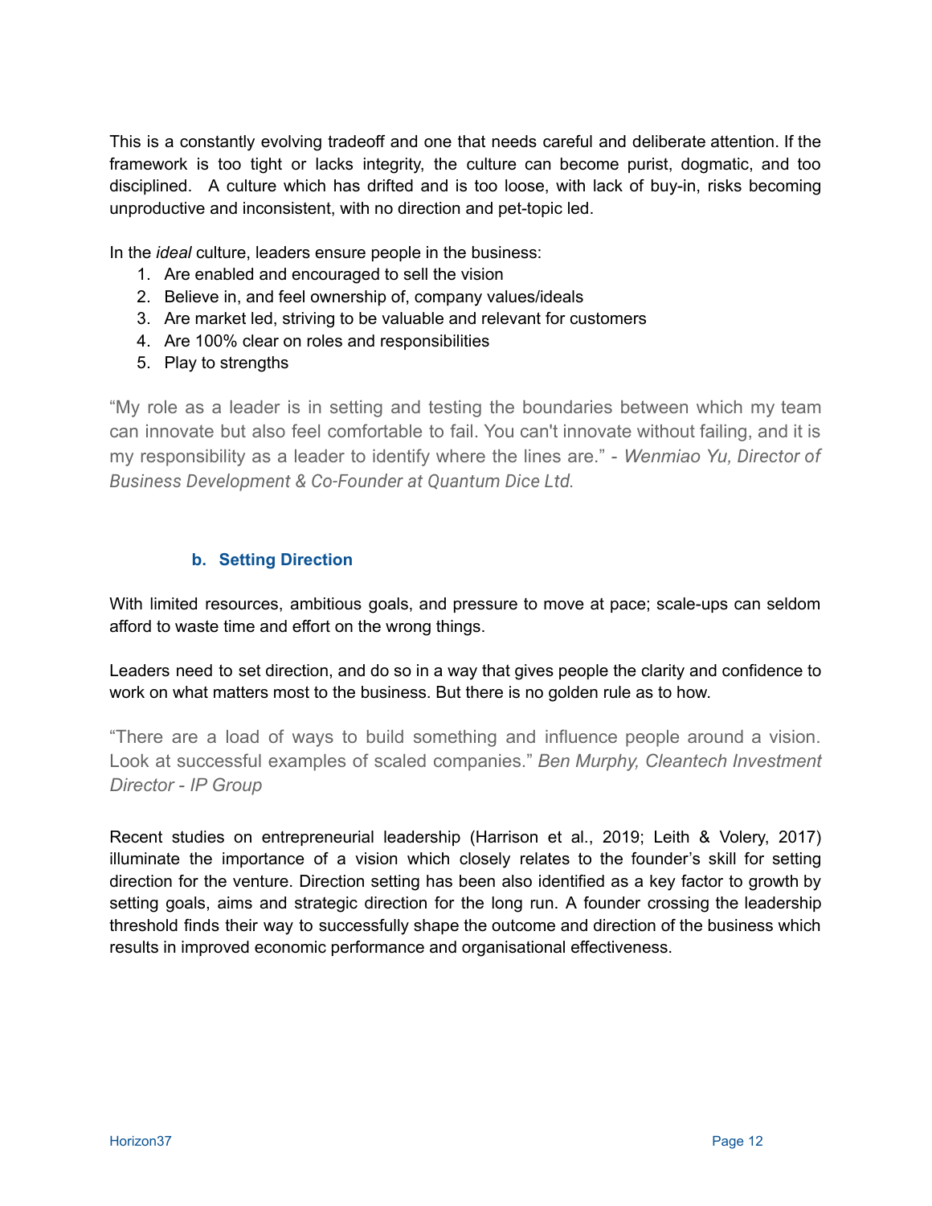This is a constantly evolving tradeoff and one that needs careful and deliberate attention. If the framework is too tight or lacks integrity, the culture can become purist, dogmatic, and too disciplined. A culture which has drifted and is too loose, with lack of buy-in, risks becoming unproductive and inconsistent, with no direction and pet-topic led.

In the *ideal* culture, leaders ensure people in the business:

1. Are enabled and encouraged to sell the vision
2. Believe in, and feel ownership of, company values/ideals
3. Are market led, striving to be valuable and relevant for customers
4. Are 100% clear on roles and responsibilities
5. Play to strengths

> "My role as a leader is in setting and testing the boundaries between which my team can innovate but also feel comfortable to fail. You can't innovate without failing, and it is my responsibility as a leader to identify where the lines are." - *Wenmiao Yu, Director of Business Development & Co-Founder at Quantum Dice Ltd.*

### b. Setting Direction

With limited resources, ambitious goals, and pressure to move at pace; scale-ups can seldom afford to waste time and effort on the wrong things.

Leaders need to set direction, and do so in a way that gives people the clarity and confidence to work on what matters most to the business. But there is no golden rule as to how.

> "There are a load of ways to build something and influence people around a vision. Look at successful examples of scaled companies." *Ben Murphy, Cleantech Investment Director - IP Group*

Recent studies on entrepreneurial leadership (Harrison et al., 2019; Leith & Volery, 2017) illuminate the importance of a vision which closely relates to the founder's skill for setting direction for the venture. Direction setting has been also identified as a key factor to growth by setting goals, aims and strategic direction for the long run. A founder crossing the leadership threshold finds their way to successfully shape the outcome and direction of the business which results in improved economic performance and organisational effectiveness.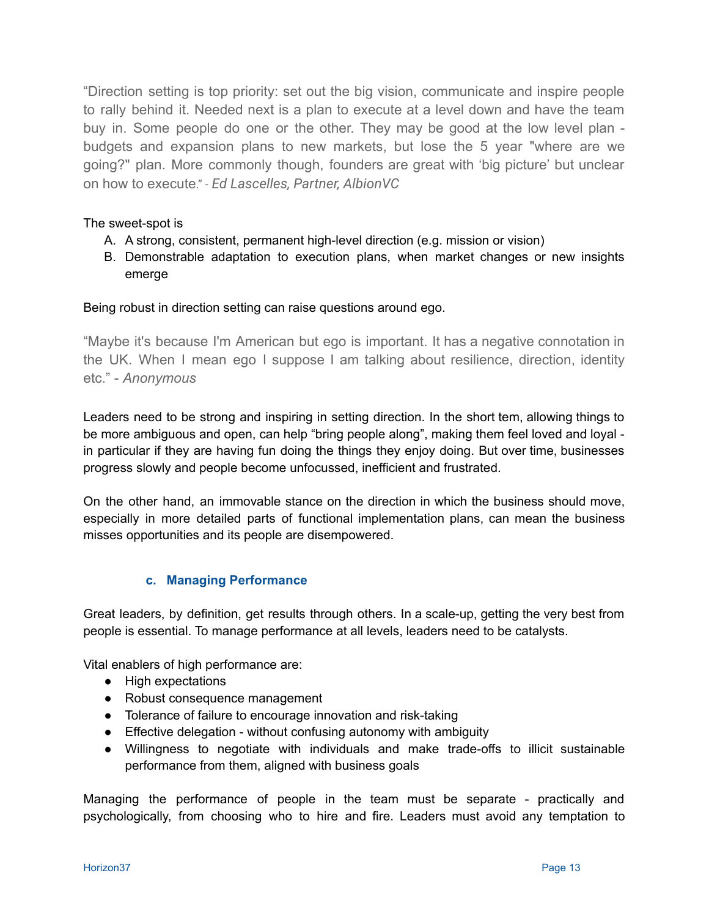"Direction setting is top priority: set out the big vision, communicate and inspire people to rally behind it. Needed next is a plan to execute at a level down and have the team buy in. Some people do one or the other. They may be good at the low level plan - budgets and expansion plans to new markets, but lose the 5 year "where are we going?" plan. More commonly though, founders are great with 'big picture' but unclear on how to execute." - *Ed Lascelles, Partner, AlbionVC*

The sweet-spot is

A. A strong, consistent, permanent high-level direction (e.g. mission or vision)
B. Demonstrable adaptation to execution plans, when market changes or new insights emerge

Being robust in direction setting can raise questions around ego.

"Maybe it's because I'm American but ego is important. It has a negative connotation in the UK. When I mean ego I suppose I am talking about resilience, direction, identity etc." - *Anonymous*

Leaders need to be strong and inspiring in setting direction. In the short tem, allowing things to be more ambiguous and open, can help "bring people along", making them feel loved and loyal - in particular if they are having fun doing the things they enjoy doing. But over time, businesses progress slowly and people become unfocussed, inefficient and frustrated.

On the other hand, an immovable stance on the direction in which the business should move, especially in more detailed parts of functional implementation plans, can mean the business misses opportunities and its people are disempowered.

### c. Managing Performance

Great leaders, by definition, get results through others. In a scale-up, getting the very best from people is essential. To manage performance at all levels, leaders need to be catalysts.

Vital enablers of high performance are:

- High expectations
- Robust consequence management
- Tolerance of failure to encourage innovation and risk-taking
- Effective delegation - without confusing autonomy with ambiguity
- Willingness to negotiate with individuals and make trade-offs to illicit sustainable performance from them, aligned with business goals

Managing the performance of people in the team must be separate - practically and psychologically, from choosing who to hire and fire. Leaders must avoid any temptation to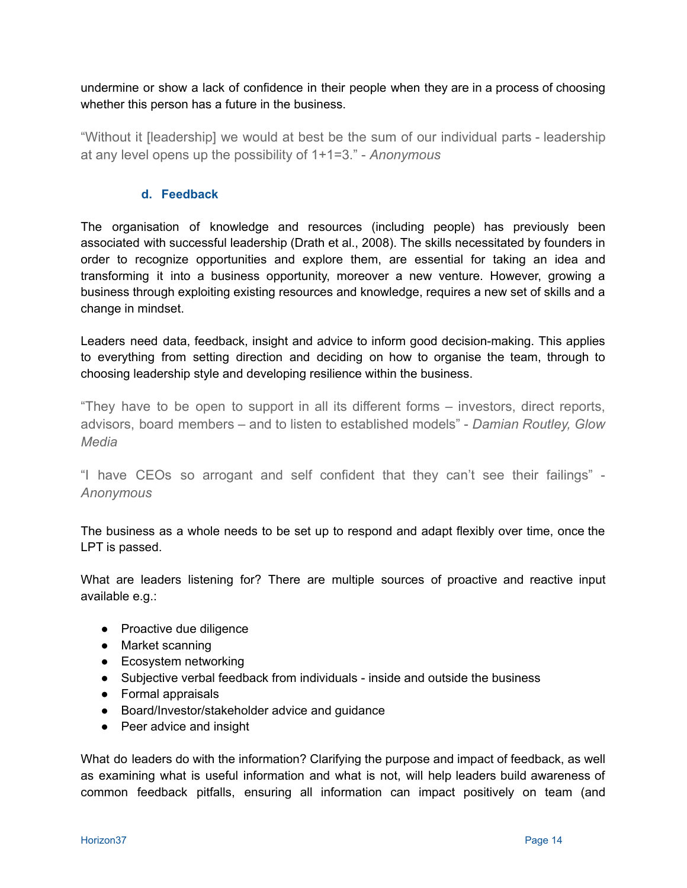undermine or show a lack of confidence in their people when they are in a process of choosing whether this person has a future in the business.

"Without it [leadership] we would at best be the sum of our individual parts - leadership at any level opens up the possibility of 1+1=3." - *Anonymous*

### d. Feedback

The organisation of knowledge and resources (including people) has previously been associated with successful leadership (Drath et al., 2008). The skills necessitated by founders in order to recognize opportunities and explore them, are essential for taking an idea and transforming it into a business opportunity, moreover a new venture. However, growing a business through exploiting existing resources and knowledge, requires a new set of skills and a change in mindset.

Leaders need data, feedback, insight and advice to inform good decision-making. This applies to everything from setting direction and deciding on how to organise the team, through to choosing leadership style and developing resilience within the business.

"They have to be open to support in all its different forms – investors, direct reports, advisors, board members – and to listen to established models" - *Damian Routley, Glow Media*

"I have CEOs so arrogant and self confident that they can't see their failings" - *Anonymous*

The business as a whole needs to be set up to respond and adapt flexibly over time, once the LPT is passed.

What are leaders listening for? There are multiple sources of proactive and reactive input available e.g.:

- Proactive due diligence
- Market scanning
- Ecosystem networking
- Subjective verbal feedback from individuals - inside and outside the business
- Formal appraisals
- Board/Investor/stakeholder advice and guidance
- Peer advice and insight

What do leaders do with the information? Clarifying the purpose and impact of feedback, as well as examining what is useful information and what is not, will help leaders build awareness of common feedback pitfalls, ensuring all information can impact positively on team (and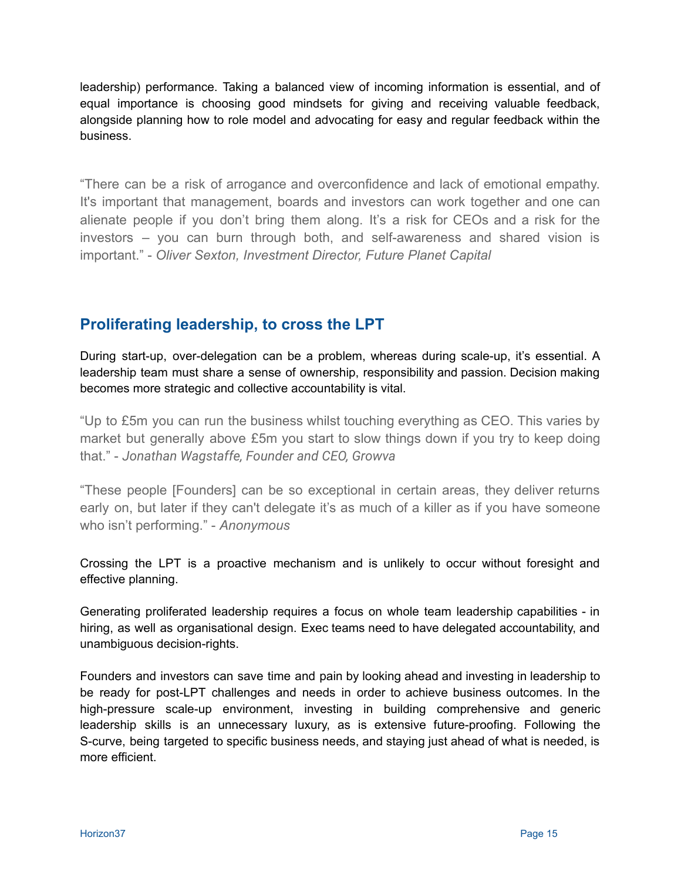leadership) performance. Taking a balanced view of incoming information is essential, and of equal importance is choosing good mindsets for giving and receiving valuable feedback, alongside planning how to role model and advocating for easy and regular feedback within the business.

"There can be a risk of arrogance and overconfidence and lack of emotional empathy. It's important that management, boards and investors can work together and one can alienate people if you don't bring them along. It's a risk for CEOs and a risk for the investors – you can burn through both, and self-awareness and shared vision is important." - *Oliver Sexton, Investment Director, Future Planet Capital*

## Proliferating leadership, to cross the LPT

During start-up, over-delegation can be a problem, whereas during scale-up, it's essential. A leadership team must share a sense of ownership, responsibility and passion. Decision making becomes more strategic and collective accountability is vital.

"Up to £5m you can run the business whilst touching everything as CEO. This varies by market but generally above £5m you start to slow things down if you try to keep doing that." - *Jonathan Wagstaffe, Founder and CEO, Growva*

"These people [Founders] can be so exceptional in certain areas, they deliver returns early on, but later if they can't delegate it's as much of a killer as if you have someone who isn't performing." - *Anonymous*

Crossing the LPT is a proactive mechanism and is unlikely to occur without foresight and effective planning.

Generating proliferated leadership requires a focus on whole team leadership capabilities - in hiring, as well as organisational design. Exec teams need to have delegated accountability, and unambiguous decision-rights.

Founders and investors can save time and pain by looking ahead and investing in leadership to be ready for post-LPT challenges and needs in order to achieve business outcomes. In the high-pressure scale-up environment, investing in building comprehensive and generic leadership skills is an unnecessary luxury, as is extensive future-proofing. Following the S-curve, being targeted to specific business needs, and staying just ahead of what is needed, is more efficient.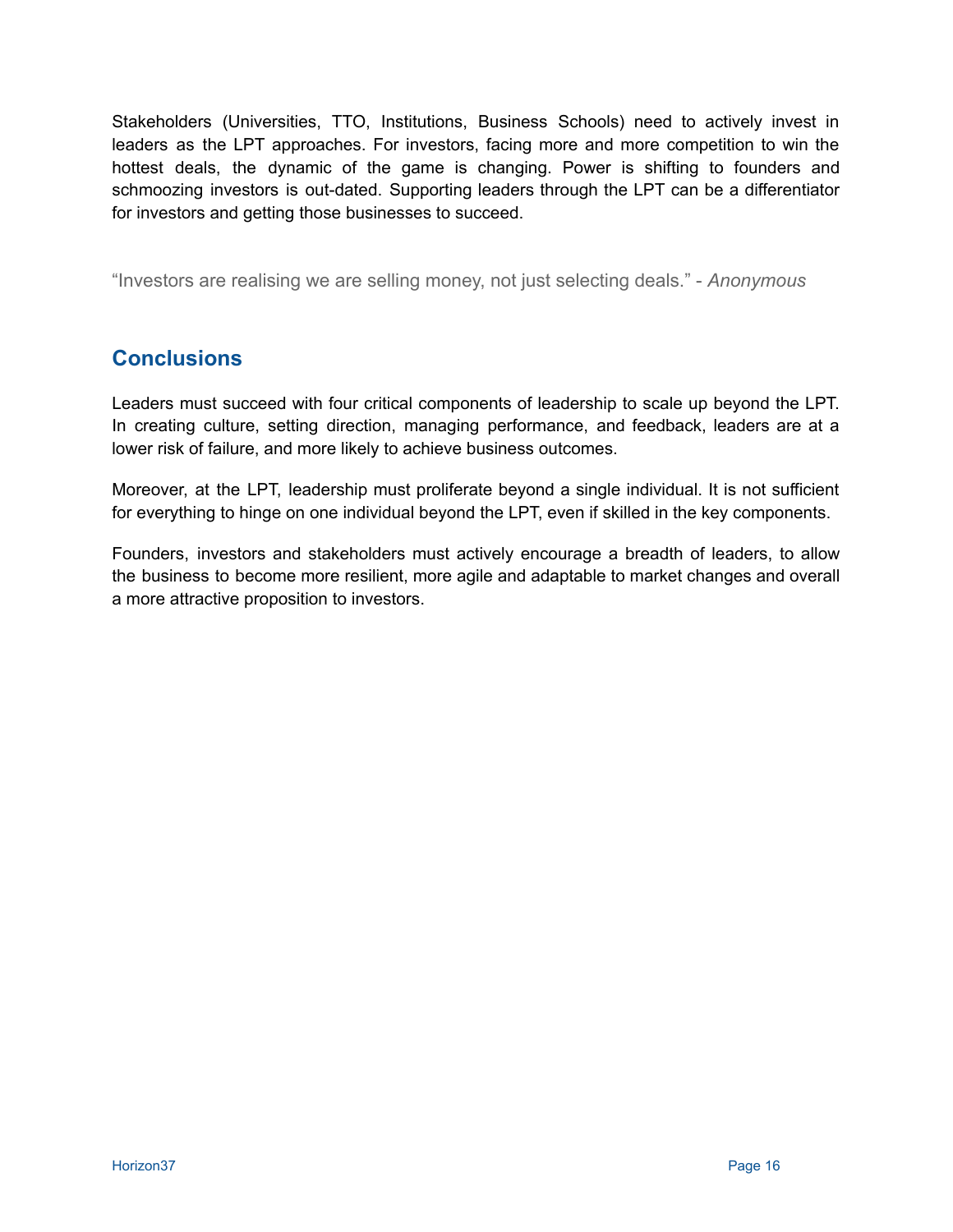Stakeholders (Universities, TTO, Institutions, Business Schools) need to actively invest in leaders as the LPT approaches. For investors, facing more and more competition to win the hottest deals, the dynamic of the game is changing. Power is shifting to founders and schmoozing investors is out-dated. Supporting leaders through the LPT can be a differentiator for investors and getting those businesses to succeed.

"Investors are realising we are selling money, not just selecting deals." - *Anonymous*

## Conclusions

Leaders must succeed with four critical components of leadership to scale up beyond the LPT. In creating culture, setting direction, managing performance, and feedback, leaders are at a lower risk of failure, and more likely to achieve business outcomes.

Moreover, at the LPT, leadership must proliferate beyond a single individual. It is not sufficient for everything to hinge on one individual beyond the LPT, even if skilled in the key components.

Founders, investors and stakeholders must actively encourage a breadth of leaders, to allow the business to become more resilient, more agile and adaptable to market changes and overall a more attractive proposition to investors.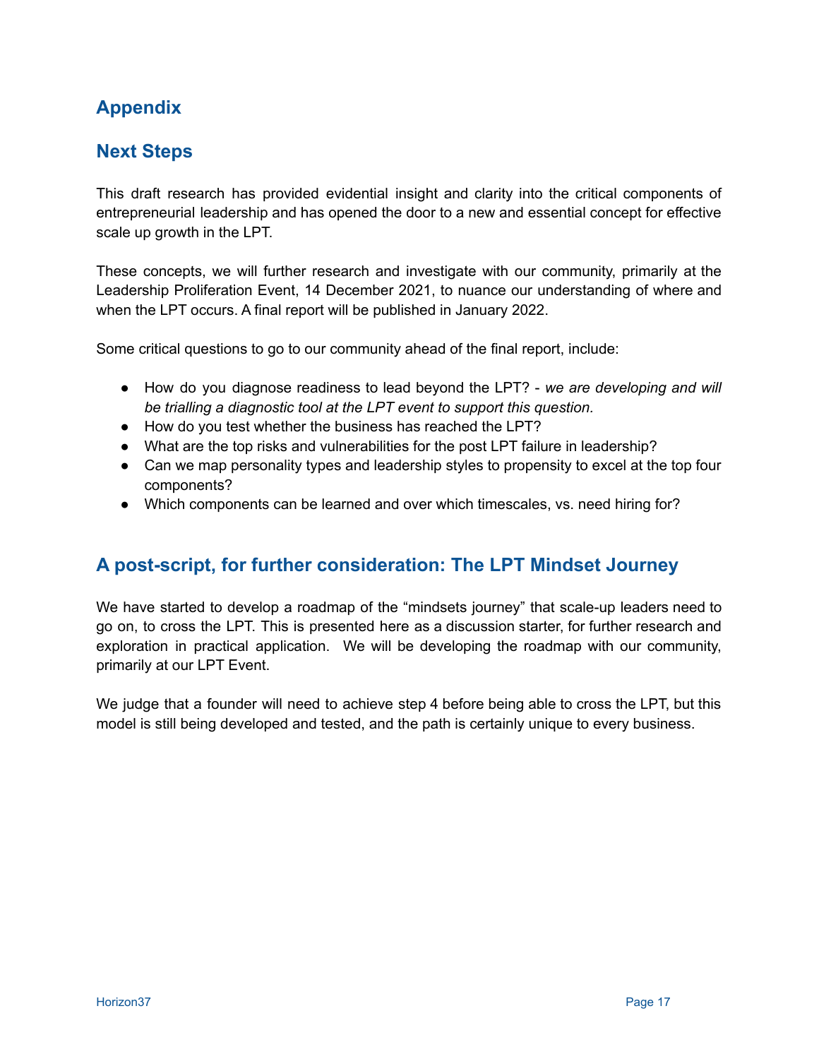## Appendix

## Next Steps

This draft research has provided evidential insight and clarity into the critical components of entrepreneurial leadership and has opened the door to a new and essential concept for effective scale up growth in the LPT.

These concepts, we will further research and investigate with our community, primarily at the Leadership Proliferation Event, 14 December 2021, to nuance our understanding of where and when the LPT occurs. A final report will be published in January 2022.

Some critical questions to go to our community ahead of the final report, include:

- How do you diagnose readiness to lead beyond the LPT? - *we are developing and will be trialling a diagnostic tool at the LPT event to support this question.*
- How do you test whether the business has reached the LPT?
- What are the top risks and vulnerabilities for the post LPT failure in leadership?
- Can we map personality types and leadership styles to propensity to excel at the top four components?
- Which components can be learned and over which timescales, vs. need hiring for?

## A post-script, for further consideration: The LPT Mindset Journey

We have started to develop a roadmap of the "mindsets journey" that scale-up leaders need to go on, to cross the LPT. This is presented here as a discussion starter, for further research and exploration in practical application. We will be developing the roadmap with our community, primarily at our LPT Event.

We judge that a founder will need to achieve step 4 before being able to cross the LPT, but this model is still being developed and tested, and the path is certainly unique to every business.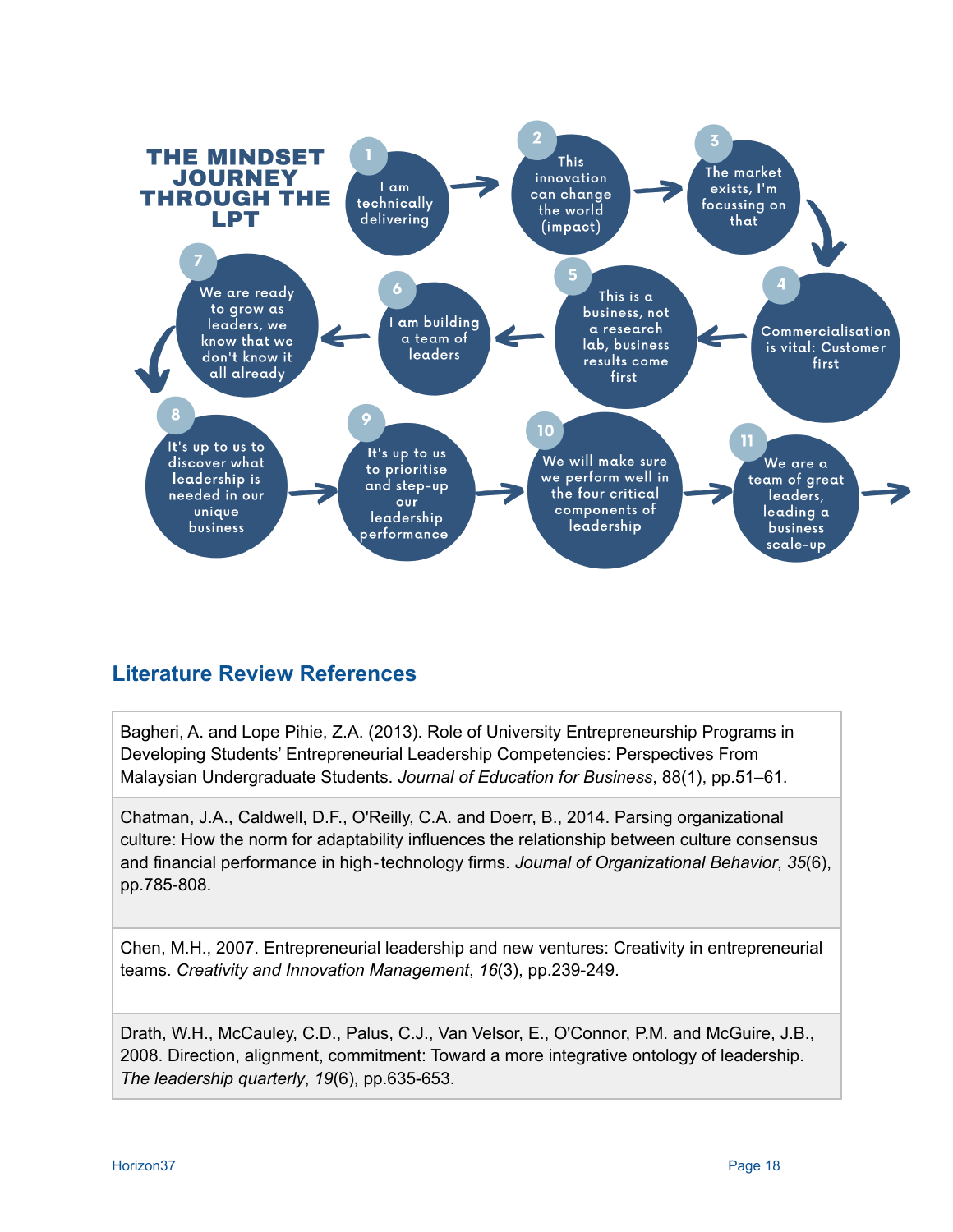**THE MINDSET JOURNEY THROUGH THE LPT**

1. I am technically delivering
2. This innovation can change the world (impact)
3. The market exists, I'm focussing on that
4. Commercialisation is vital: Customer first
5. This is a business, not a research lab, business results come first
6. I am building a team of leaders
7. We are ready to grow as leaders, we know that we don't know it all already
8. It's up to us to discover what leadership is needed in our unique business
9. It's up to us to prioritise and step-up our leadership performance
10. We will make sure we perform well in the four critical components of leadership
11. We are a team of great leaders, leading a business scale-up

## Literature Review References

| |
|---|
| Bagheri, A. and Lope Pihie, Z.A. (2013). Role of University Entrepreneurship Programs in Developing Students' Entrepreneurial Leadership Competencies: Perspectives From Malaysian Undergraduate Students. *Journal of Education for Business*, 88(1), pp.51–61. |
| Chatman, J.A., Caldwell, D.F., O'Reilly, C.A. and Doerr, B., 2014. Parsing organizational culture: How the norm for adaptability influences the relationship between culture consensus and financial performance in high-technology firms. *Journal of Organizational Behavior*, *35*(6), pp.785-808. |
| Chen, M.H., 2007. Entrepreneurial leadership and new ventures: Creativity in entrepreneurial teams. *Creativity and Innovation Management*, *16*(3), pp.239-249. |
| Drath, W.H., McCauley, C.D., Palus, C.J., Van Velsor, E., O'Connor, P.M. and McGuire, J.B., 2008. Direction, alignment, commitment: Toward a more integrative ontology of leadership. *The leadership quarterly*, *19*(6), pp.635-653. |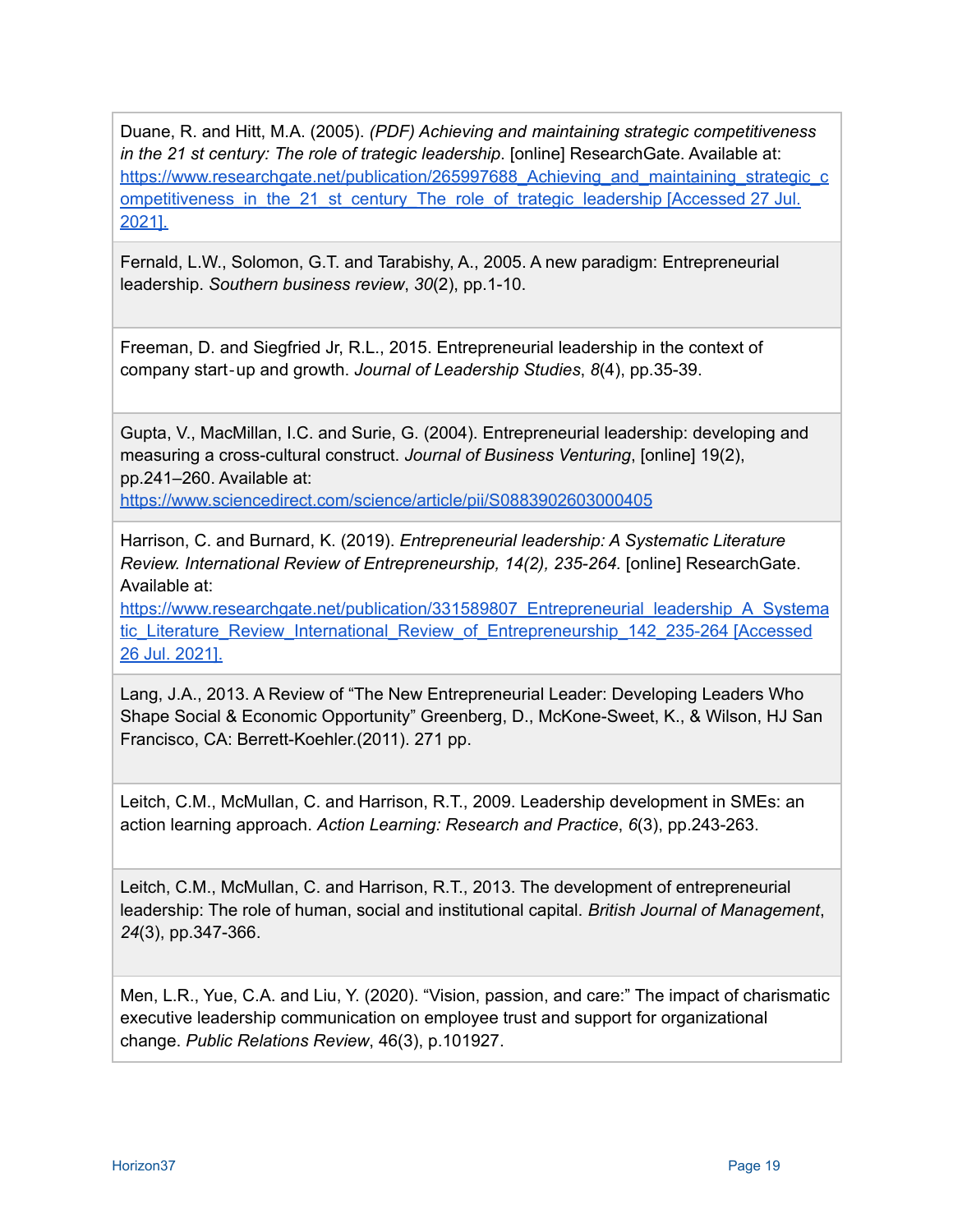Duane, R. and Hitt, M.A. (2005). *(PDF) Achieving and maintaining strategic competitiveness in the 21 st century: The role of trategic leadership*. [online] ResearchGate. Available at: https://www.researchgate.net/publication/265997688_Achieving_and_maintaining_strategic_competitiveness_in_the_21_st_century_The_role_of_trategic_leadership [Accessed 27 Jul. 2021].

Fernald, L.W., Solomon, G.T. and Tarabishy, A., 2005. A new paradigm: Entrepreneurial leadership. *Southern business review*, *30*(2), pp.1-10.

Freeman, D. and Siegfried Jr, R.L., 2015. Entrepreneurial leadership in the context of company start-up and growth. *Journal of Leadership Studies*, *8*(4), pp.35-39.

Gupta, V., MacMillan, I.C. and Surie, G. (2004). Entrepreneurial leadership: developing and measuring a cross-cultural construct. *Journal of Business Venturing*, [online] 19(2), pp.241–260. Available at: https://www.sciencedirect.com/science/article/pii/S0883902603000405

Harrison, C. and Burnard, K. (2019). *Entrepreneurial leadership: A Systematic Literature Review. International Review of Entrepreneurship, 14(2), 235-264.* [online] ResearchGate. Available at: https://www.researchgate.net/publication/331589807_Entrepreneurial_leadership_A_Systematic_Literature_Review_International_Review_of_Entrepreneurship_142_235-264 [Accessed 26 Jul. 2021].

Lang, J.A., 2013. A Review of "The New Entrepreneurial Leader: Developing Leaders Who Shape Social & Economic Opportunity" Greenberg, D., McKone-Sweet, K., & Wilson, HJ San Francisco, CA: Berrett-Koehler.(2011). 271 pp.

Leitch, C.M., McMullan, C. and Harrison, R.T., 2009. Leadership development in SMEs: an action learning approach. *Action Learning: Research and Practice*, *6*(3), pp.243-263.

Leitch, C.M., McMullan, C. and Harrison, R.T., 2013. The development of entrepreneurial leadership: The role of human, social and institutional capital. *British Journal of Management*, *24*(3), pp.347-366.

Men, L.R., Yue, C.A. and Liu, Y. (2020). "Vision, passion, and care:" The impact of charismatic executive leadership communication on employee trust and support for organizational change. *Public Relations Review*, 46(3), p.101927.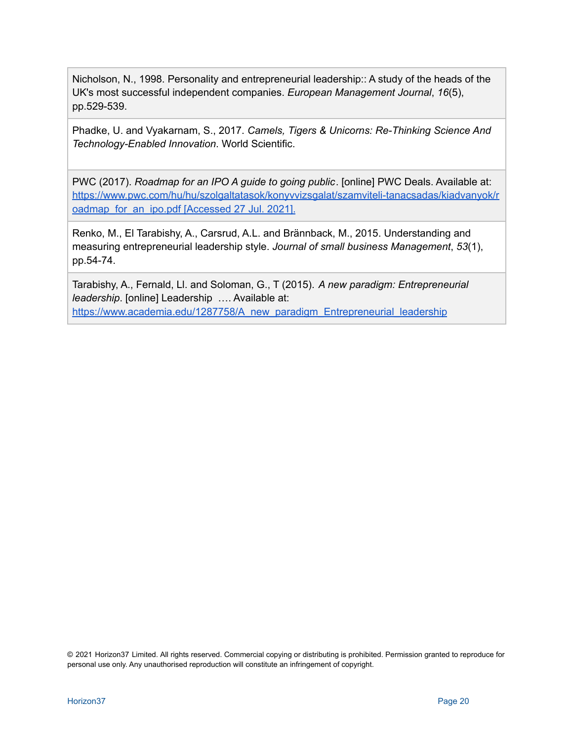| |
|---|
| Nicholson, N., 1998. Personality and entrepreneurial leadership:: A study of the heads of the UK's most successful independent companies. *European Management Journal*, *16*(5), pp.529-539. |
| Phadke, U. and Vyakarnam, S., 2017. *Camels, Tigers & Unicorns: Re-Thinking Science And Technology-Enabled Innovation*. World Scientific. |
| PWC (2017). *Roadmap for an IPO A guide to going public*. [online] PWC Deals. Available at: [https://www.pwc.com/hu/hu/szolgaltatasok/konyvvizsgalat/szamviteli-tanacsadas/kiadvanyok/roadmap_for_an_ipo.pdf [Accessed 27 Jul. 2021].](https://www.pwc.com/hu/hu/szolgaltatasok/konyvvizsgalat/szamviteli-tanacsadas/kiadvanyok/roadmap_for_an_ipo.pdf) |
| Renko, M., El Tarabishy, A., Carsrud, A.L. and Brännback, M., 2015. Understanding and measuring entrepreneurial leadership style. *Journal of small business Management*, *53*(1), pp.54-74. |
| Tarabishy, A., Fernald, Ll. and Soloman, G., T (2015). *A new paradigm: Entrepreneurial leadership*. [online] Leadership …. Available at: [https://www.academia.edu/1287758/A_new_paradigm_Entrepreneurial_leadership](https://www.academia.edu/1287758/A_new_paradigm_Entrepreneurial_leadership) |

© 2021 Horizon37 Limited. All rights reserved. Commercial copying or distributing is prohibited. Permission granted to reproduce for personal use only. Any unauthorised reproduction will constitute an infringement of copyright.